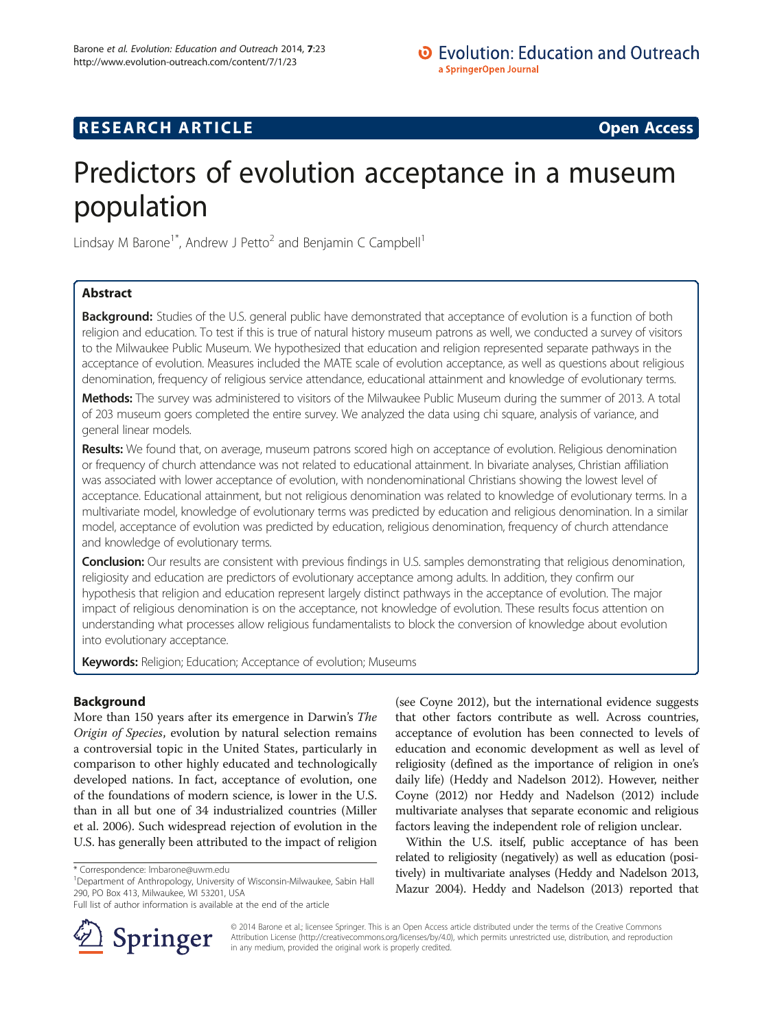RESEARCH ARTICLE

Open Access

# Predictors of evolution acceptance in a museum population

Lindsay M Barone[1*], Andrew J Petto[2] and Benjamin C Campbell[1]

## Abstract

**Background:** Studies of the U.S. general public have demonstrated that acceptance of evolution is a function of both religion and education. To test if this is true of natural history museum patrons as well, we conducted a survey of visitors to the Milwaukee Public Museum. We hypothesized that education and religion represented separate pathways in the acceptance of evolution. Measures included the MATE scale of evolution acceptance, as well as questions about religious denomination, frequency of religious service attendance, educational attainment and knowledge of evolutionary terms.

**Methods:** The survey was administered to visitors of the Milwaukee Public Museum during the summer of 2013. A total of 203 museum goers completed the entire survey. We analyzed the data using chi square, analysis of variance, and general linear models.

**Results:** We found that, on average, museum patrons scored high on acceptance of evolution. Religious denomination or frequency of church attendance was not related to educational attainment. In bivariate analyses, Christian affiliation was associated with lower acceptance of evolution, with nondenominational Christians showing the lowest level of acceptance. Educational attainment, but not religious denomination was related to knowledge of evolutionary terms. In a multivariate model, knowledge of evolutionary terms was predicted by education and religious denomination. In a similar model, acceptance of evolution was predicted by education, religious denomination, frequency of church attendance and knowledge of evolutionary terms.

**Conclusion:** Our results are consistent with previous findings in U.S. samples demonstrating that religious denomination, religiosity and education are predictors of evolutionary acceptance among adults. In addition, they confirm our hypothesis that religion and education represent largely distinct pathways in the acceptance of evolution. The major impact of religious denomination is on the acceptance, not knowledge of evolution. These results focus attention on understanding what processes allow religious fundamentalists to block the conversion of knowledge about evolution into evolutionary acceptance.

**Keywords:** Religion; Education; Acceptance of evolution; Museums

## Background

More than 150 years after its emergence in Darwin's *The Origin of Species*, evolution by natural selection remains a controversial topic in the United States, particularly in comparison to other highly educated and technologically developed nations. In fact, acceptance of evolution, one of the foundations of modern science, is lower in the U.S. than in all but one of 34 industrialized countries (Miller et al. 2006). Such widespread rejection of evolution in the U.S. has generally been attributed to the impact of religion (see Coyne 2012), but the international evidence suggests that other factors contribute as well. Across countries, acceptance of evolution has been connected to levels of education and economic development as well as level of religiosity (defined as the importance of religion in one's daily life) (Heddy and Nadelson 2012). However, neither Coyne (2012) nor Heddy and Nadelson (2012) include multivariate analyses that separate economic and religious factors leaving the independent role of religion unclear.

Within the U.S. itself, public acceptance of has been related to religiosity (negatively) as well as education (positively) in multivariate analyses (Heddy and Nadelson 2013, Mazur 2004). Heddy and Nadelson (2013) reported that

\* Correspondence: lmbarone@uwm.edu
[1]Department of Anthropology, University of Wisconsin-Milwaukee, Sabin Hall 290, PO Box 413, Milwaukee, WI 53201, USA
Full list of author information is available at the end of the article

© 2014 Barone et al.; licensee Springer. This is an Open Access article distributed under the terms of the Creative Commons Attribution License (http://creativecommons.org/licenses/by/4.0), which permits unrestricted use, distribution, and reproduction in any medium, provided the original work is properly credited.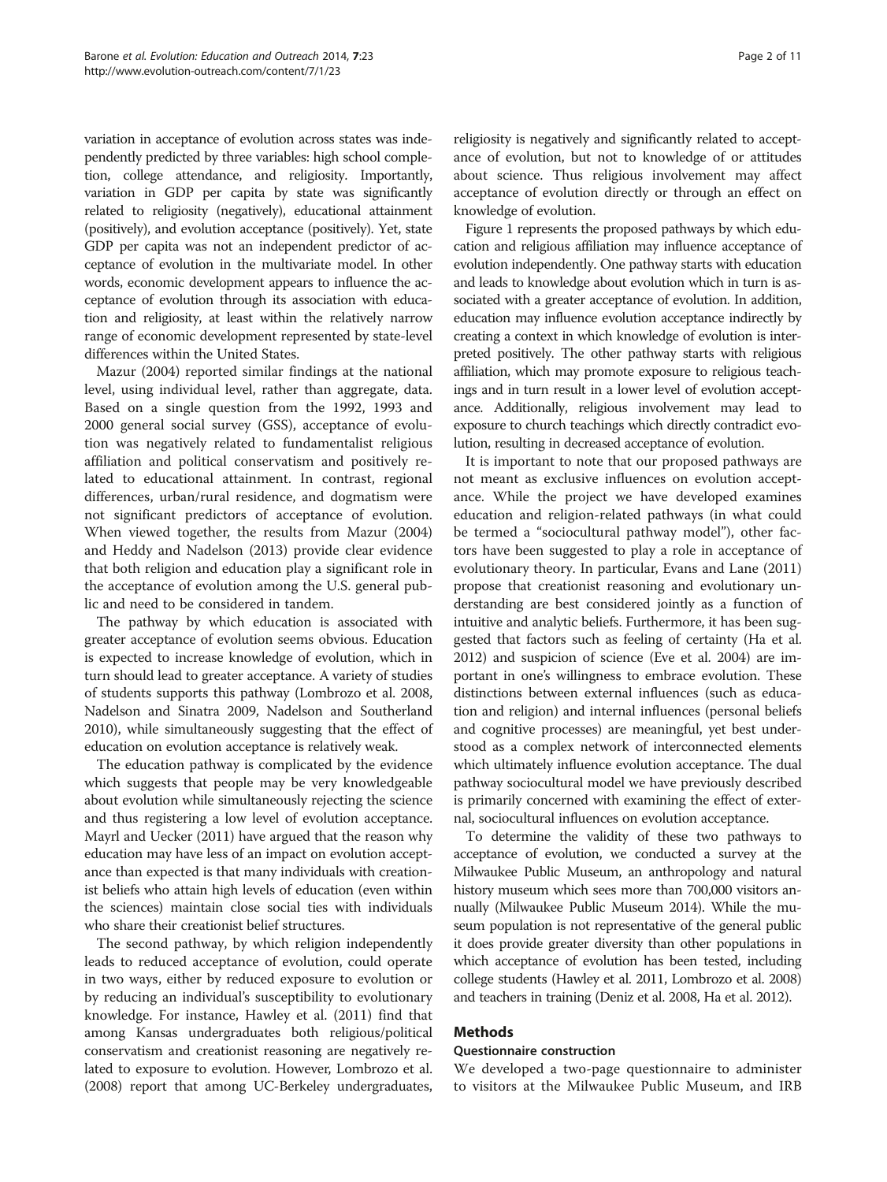variation in acceptance of evolution across states was independently predicted by three variables: high school completion, college attendance, and religiosity. Importantly, variation in GDP per capita by state was significantly related to religiosity (negatively), educational attainment (positively), and evolution acceptance (positively). Yet, state GDP per capita was not an independent predictor of acceptance of evolution in the multivariate model. In other words, economic development appears to influence the acceptance of evolution through its association with education and religiosity, at least within the relatively narrow range of economic development represented by state-level differences within the United States.

Mazur (2004) reported similar findings at the national level, using individual level, rather than aggregate, data. Based on a single question from the 1992, 1993 and 2000 general social survey (GSS), acceptance of evolution was negatively related to fundamentalist religious affiliation and political conservatism and positively related to educational attainment. In contrast, regional differences, urban/rural residence, and dogmatism were not significant predictors of acceptance of evolution. When viewed together, the results from Mazur (2004) and Heddy and Nadelson (2013) provide clear evidence that both religion and education play a significant role in the acceptance of evolution among the U.S. general public and need to be considered in tandem.

The pathway by which education is associated with greater acceptance of evolution seems obvious. Education is expected to increase knowledge of evolution, which in turn should lead to greater acceptance. A variety of studies of students supports this pathway (Lombrozo et al. 2008, Nadelson and Sinatra 2009, Nadelson and Southerland 2010), while simultaneously suggesting that the effect of education on evolution acceptance is relatively weak.

The education pathway is complicated by the evidence which suggests that people may be very knowledgeable about evolution while simultaneously rejecting the science and thus registering a low level of evolution acceptance. Mayrl and Uecker (2011) have argued that the reason why education may have less of an impact on evolution acceptance than expected is that many individuals with creationist beliefs who attain high levels of education (even within the sciences) maintain close social ties with individuals who share their creationist belief structures.

The second pathway, by which religion independently leads to reduced acceptance of evolution, could operate in two ways, either by reduced exposure to evolution or by reducing an individual's susceptibility to evolutionary knowledge. For instance, Hawley et al. (2011) find that among Kansas undergraduates both religious/political conservatism and creationist reasoning are negatively related to exposure to evolution. However, Lombrozo et al. (2008) report that among UC-Berkeley undergraduates, religiosity is negatively and significantly related to acceptance of evolution, but not to knowledge of or attitudes about science. Thus religious involvement may affect acceptance of evolution directly or through an effect on knowledge of evolution.

Figure 1 represents the proposed pathways by which education and religious affiliation may influence acceptance of evolution independently. One pathway starts with education and leads to knowledge about evolution which in turn is associated with a greater acceptance of evolution. In addition, education may influence evolution acceptance indirectly by creating a context in which knowledge of evolution is interpreted positively. The other pathway starts with religious affiliation, which may promote exposure to religious teachings and in turn result in a lower level of evolution acceptance. Additionally, religious involvement may lead to exposure to church teachings which directly contradict evolution, resulting in decreased acceptance of evolution.

It is important to note that our proposed pathways are not meant as exclusive influences on evolution acceptance. While the project we have developed examines education and religion-related pathways (in what could be termed a "sociocultural pathway model"), other factors have been suggested to play a role in acceptance of evolutionary theory. In particular, Evans and Lane (2011) propose that creationist reasoning and evolutionary understanding are best considered jointly as a function of intuitive and analytic beliefs. Furthermore, it has been suggested that factors such as feeling of certainty (Ha et al. 2012) and suspicion of science (Eve et al. 2004) are important in one's willingness to embrace evolution. These distinctions between external influences (such as education and religion) and internal influences (personal beliefs and cognitive processes) are meaningful, yet best understood as a complex network of interconnected elements which ultimately influence evolution acceptance. The dual pathway sociocultural model we have previously described is primarily concerned with examining the effect of external, sociocultural influences on evolution acceptance.

To determine the validity of these two pathways to acceptance of evolution, we conducted a survey at the Milwaukee Public Museum, an anthropology and natural history museum which sees more than 700,000 visitors annually (Milwaukee Public Museum 2014). While the museum population is not representative of the general public it does provide greater diversity than other populations in which acceptance of evolution has been tested, including college students (Hawley et al. 2011, Lombrozo et al. 2008) and teachers in training (Deniz et al. 2008, Ha et al. 2012).

## Methods

### Questionnaire construction

We developed a two-page questionnaire to administer to visitors at the Milwaukee Public Museum, and IRB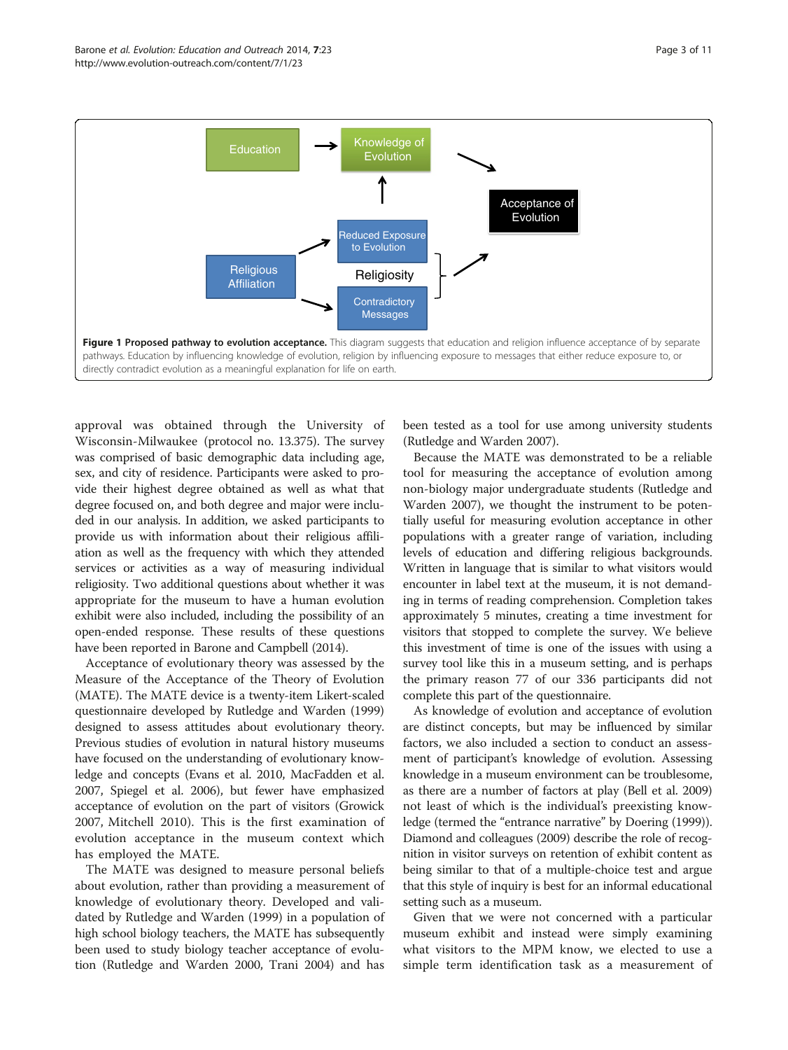**Figure 1 Proposed pathway to evolution acceptance.** This diagram suggests that education and religion influence acceptance of by separate pathways. Education by influencing knowledge of evolution, religion by influencing exposure to messages that either reduce exposure to, or directly contradict evolution as a meaningful explanation for life on earth.

approval was obtained through the University of Wisconsin-Milwaukee (protocol no. 13.375). The survey was comprised of basic demographic data including age, sex, and city of residence. Participants were asked to provide their highest degree obtained as well as what that degree focused on, and both degree and major were included in our analysis. In addition, we asked participants to provide us with information about their religious affiliation as well as the frequency with which they attended services or activities as a way of measuring individual religiosity. Two additional questions about whether it was appropriate for the museum to have a human evolution exhibit were also included, including the possibility of an open-ended response. These results of these questions have been reported in Barone and Campbell (2014).

Acceptance of evolutionary theory was assessed by the Measure of the Acceptance of the Theory of Evolution (MATE). The MATE device is a twenty-item Likert-scaled questionnaire developed by Rutledge and Warden (1999) designed to assess attitudes about evolutionary theory. Previous studies of evolution in natural history museums have focused on the understanding of evolutionary knowledge and concepts (Evans et al. 2010, MacFadden et al. 2007, Spiegel et al. 2006), but fewer have emphasized acceptance of evolution on the part of visitors (Growick 2007, Mitchell 2010). This is the first examination of evolution acceptance in the museum context which has employed the MATE.

The MATE was designed to measure personal beliefs about evolution, rather than providing a measurement of knowledge of evolutionary theory. Developed and validated by Rutledge and Warden (1999) in a population of high school biology teachers, the MATE has subsequently been used to study biology teacher acceptance of evolution (Rutledge and Warden 2000, Trani 2004) and has been tested as a tool for use among university students (Rutledge and Warden 2007).

Because the MATE was demonstrated to be a reliable tool for measuring the acceptance of evolution among non-biology major undergraduate students (Rutledge and Warden 2007), we thought the instrument to be potentially useful for measuring evolution acceptance in other populations with a greater range of variation, including levels of education and differing religious backgrounds. Written in language that is similar to what visitors would encounter in label text at the museum, it is not demanding in terms of reading comprehension. Completion takes approximately 5 minutes, creating a time investment for visitors that stopped to complete the survey. We believe this investment of time is one of the issues with using a survey tool like this in a museum setting, and is perhaps the primary reason 77 of our 336 participants did not complete this part of the questionnaire.

As knowledge of evolution and acceptance of evolution are distinct concepts, but may be influenced by similar factors, we also included a section to conduct an assessment of participant's knowledge of evolution. Assessing knowledge in a museum environment can be troublesome, as there are a number of factors at play (Bell et al. 2009) not least of which is the individual's preexisting knowledge (termed the "entrance narrative" by Doering (1999)). Diamond and colleagues (2009) describe the role of recognition in visitor surveys on retention of exhibit content as being similar to that of a multiple-choice test and argue that this style of inquiry is best for an informal educational setting such as a museum.

Given that we were not concerned with a particular museum exhibit and instead were simply examining what visitors to the MPM know, we elected to use a simple term identification task as a measurement of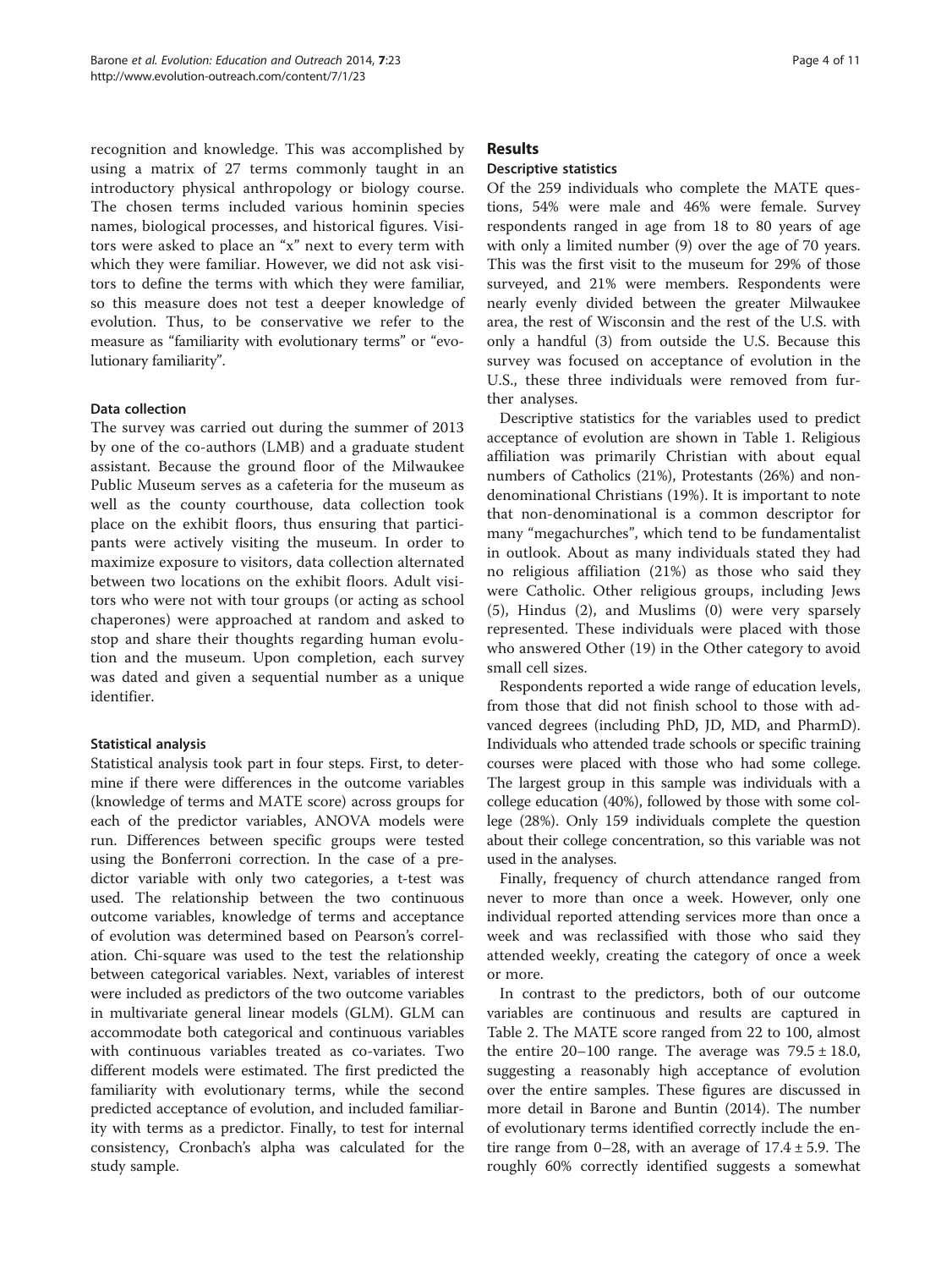recognition and knowledge. This was accomplished by using a matrix of 27 terms commonly taught in an introductory physical anthropology or biology course. The chosen terms included various hominin species names, biological processes, and historical figures. Visitors were asked to place an "x" next to every term with which they were familiar. However, we did not ask visitors to define the terms with which they were familiar, so this measure does not test a deeper knowledge of evolution. Thus, to be conservative we refer to the measure as "familiarity with evolutionary terms" or "evolutionary familiarity".

### Data collection

The survey was carried out during the summer of 2013 by one of the co-authors (LMB) and a graduate student assistant. Because the ground floor of the Milwaukee Public Museum serves as a cafeteria for the museum as well as the county courthouse, data collection took place on the exhibit floors, thus ensuring that participants were actively visiting the museum. In order to maximize exposure to visitors, data collection alternated between two locations on the exhibit floors. Adult visitors who were not with tour groups (or acting as school chaperones) were approached at random and asked to stop and share their thoughts regarding human evolution and the museum. Upon completion, each survey was dated and given a sequential number as a unique identifier.

### Statistical analysis

Statistical analysis took part in four steps. First, to determine if there were differences in the outcome variables (knowledge of terms and MATE score) across groups for each of the predictor variables, ANOVA models were run. Differences between specific groups were tested using the Bonferroni correction. In the case of a predictor variable with only two categories, a t-test was used. The relationship between the two continuous outcome variables, knowledge of terms and acceptance of evolution was determined based on Pearson's correlation. Chi-square was used to the test the relationship between categorical variables. Next, variables of interest were included as predictors of the two outcome variables in multivariate general linear models (GLM). GLM can accommodate both categorical and continuous variables with continuous variables treated as co-variates. Two different models were estimated. The first predicted the familiarity with evolutionary terms, while the second predicted acceptance of evolution, and included familiarity with terms as a predictor. Finally, to test for internal consistency, Cronbach's alpha was calculated for the study sample.

## Results

### Descriptive statistics

Of the 259 individuals who complete the MATE questions, 54% were male and 46% were female. Survey respondents ranged in age from 18 to 80 years of age with only a limited number (9) over the age of 70 years. This was the first visit to the museum for 29% of those surveyed, and 21% were members. Respondents were nearly evenly divided between the greater Milwaukee area, the rest of Wisconsin and the rest of the U.S. with only a handful (3) from outside the U.S. Because this survey was focused on acceptance of evolution in the U.S., these three individuals were removed from further analyses.

Descriptive statistics for the variables used to predict acceptance of evolution are shown in Table 1. Religious affiliation was primarily Christian with about equal numbers of Catholics (21%), Protestants (26%) and non-denominational Christians (19%). It is important to note that non-denominational is a common descriptor for many "megachurches", which tend to be fundamentalist in outlook. About as many individuals stated they had no religious affiliation (21%) as those who said they were Catholic. Other religious groups, including Jews (5), Hindus (2), and Muslims (0) were very sparsely represented. These individuals were placed with those who answered Other (19) in the Other category to avoid small cell sizes.

Respondents reported a wide range of education levels, from those that did not finish school to those with advanced degrees (including PhD, JD, MD, and PharmD). Individuals who attended trade schools or specific training courses were placed with those who had some college. The largest group in this sample was individuals with a college education (40%), followed by those with some college (28%). Only 159 individuals complete the question about their college concentration, so this variable was not used in the analyses.

Finally, frequency of church attendance ranged from never to more than once a week. However, only one individual reported attending services more than once a week and was reclassified with those who said they attended weekly, creating the category of once a week or more.

In contrast to the predictors, both of our outcome variables are continuous and results are captured in Table 2. The MATE score ranged from 22 to 100, almost the entire 20–100 range. The average was $79.5 \pm 18.0$, suggesting a reasonably high acceptance of evolution over the entire samples. These figures are discussed in more detail in Barone and Buntin (2014). The number of evolutionary terms identified correctly include the entire range from 0–28, with an average of $17.4 \pm 5.9$. The roughly 60% correctly identified suggests a somewhat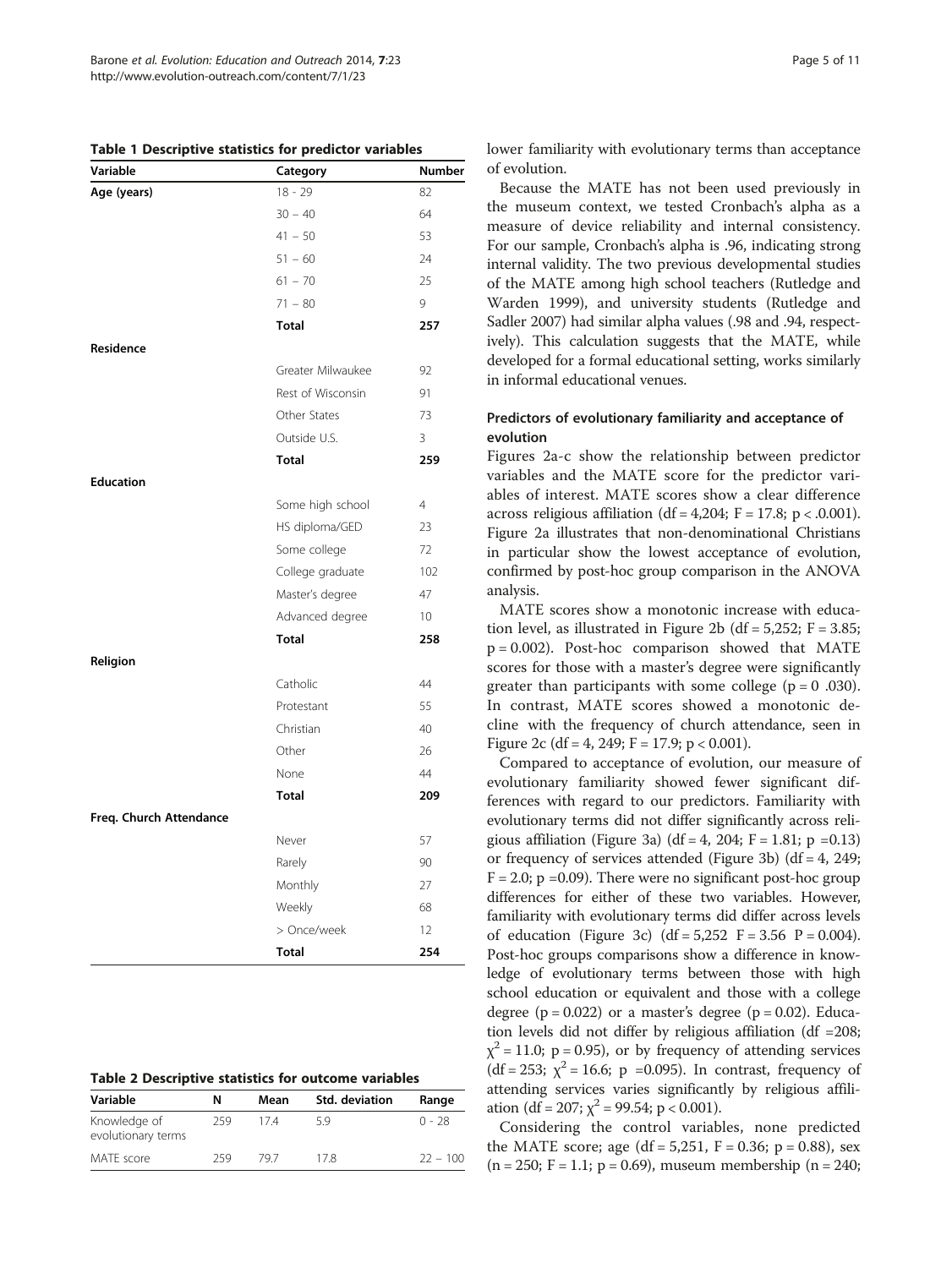**Table 1 Descriptive statistics for predictor variables**

| Variable | Category | Number |
|---|---|---|
| **Age (years)** | 18 - 29 | 82 |
| | 30 – 40 | 64 |
| | 41 – 50 | 53 |
| | 51 – 60 | 24 |
| | 61 – 70 | 25 |
| | 71 – 80 | 9 |
| | **Total** | **257** |
| **Residence** | | |
| | Greater Milwaukee | 92 |
| | Rest of Wisconsin | 91 |
| | Other States | 73 |
| | Outside U.S. | 3 |
| | **Total** | **259** |
| **Education** | | |
| | Some high school | 4 |
| | HS diploma/GED | 23 |
| | Some college | 72 |
| | College graduate | 102 |
| | Master's degree | 47 |
| | Advanced degree | 10 |
| | **Total** | **258** |
| **Religion** | | |
| | Catholic | 44 |
| | Protestant | 55 |
| | Christian | 40 |
| | Other | 26 |
| | None | 44 |
| | **Total** | **209** |
| **Freq. Church Attendance** | | |
| | Never | 57 |
| | Rarely | 90 |
| | Monthly | 27 |
| | Weekly | 68 |
| | > Once/week | 12 |
| | **Total** | **254** |

**Table 2 Descriptive statistics for outcome variables**

| Variable | N | Mean | Std. deviation | Range |
|---|---|---|---|---|
| Knowledge of evolutionary terms | 259 | 17.4 | 5.9 | 0 - 28 |
| MATE score | 259 | 79.7 | 17.8 | 22 – 100 |

lower familiarity with evolutionary terms than acceptance of evolution.

Because the MATE has not been used previously in the museum context, we tested Cronbach's alpha as a measure of device reliability and internal consistency. For our sample, Cronbach's alpha is .96, indicating strong internal validity. The two previous developmental studies of the MATE among high school teachers (Rutledge and Warden 1999), and university students (Rutledge and Sadler 2007) had similar alpha values (.98 and .94, respectively). This calculation suggests that the MATE, while developed for a formal educational setting, works similarly in informal educational venues.

### Predictors of evolutionary familiarity and acceptance of evolution

Figures 2a-c show the relationship between predictor variables and the MATE score for the predictor variables of interest. MATE scores show a clear difference across religious affiliation (df = 4,204; F = 17.8; $p < .0.001$). Figure 2a illustrates that non-denominational Christians in particular show the lowest acceptance of evolution, confirmed by post-hoc group comparison in the ANOVA analysis.

MATE scores show a monotonic increase with education level, as illustrated in Figure 2b (df = 5,252; F = 3.85; p = 0.002). Post-hoc comparison showed that MATE scores for those with a master's degree were significantly greater than participants with some college (p = 0 .030). In contrast, MATE scores showed a monotonic decline with the frequency of church attendance, seen in Figure 2c (df = 4, 249; F = 17.9; $p < 0.001$).

Compared to acceptance of evolution, our measure of evolutionary familiarity showed fewer significant differences with regard to our predictors. Familiarity with evolutionary terms did not differ significantly across religious affiliation (Figure 3a) (df = 4, 204; F = 1.81; p =0.13) or frequency of services attended (Figure 3b) (df = 4, 249; F = 2.0; p =0.09). There were no significant post-hoc group differences for either of these two variables. However, familiarity with evolutionary terms did differ across levels of education (Figure 3c) (df = 5,252 F = 3.56 P = 0.004). Post-hoc groups comparisons show a difference in knowledge of evolutionary terms between those with high school education or equivalent and those with a college degree (p = 0.022) or a master's degree (p = 0.02). Education levels did not differ by religious affiliation (df =208; $\chi^2 = 11.0$; p = 0.95), or by frequency of attending services (df = 253; $\chi^2 = 16.6$; p =0.095). In contrast, frequency of attending services varies significantly by religious affiliation (df = 207; $\chi^2 = 99.54$; $p < 0.001$).

Considering the control variables, none predicted the MATE score; age (df = 5,251, F = 0.36; p = 0.88), sex (n = 250; F = 1.1; p = 0.69), museum membership (n = 240;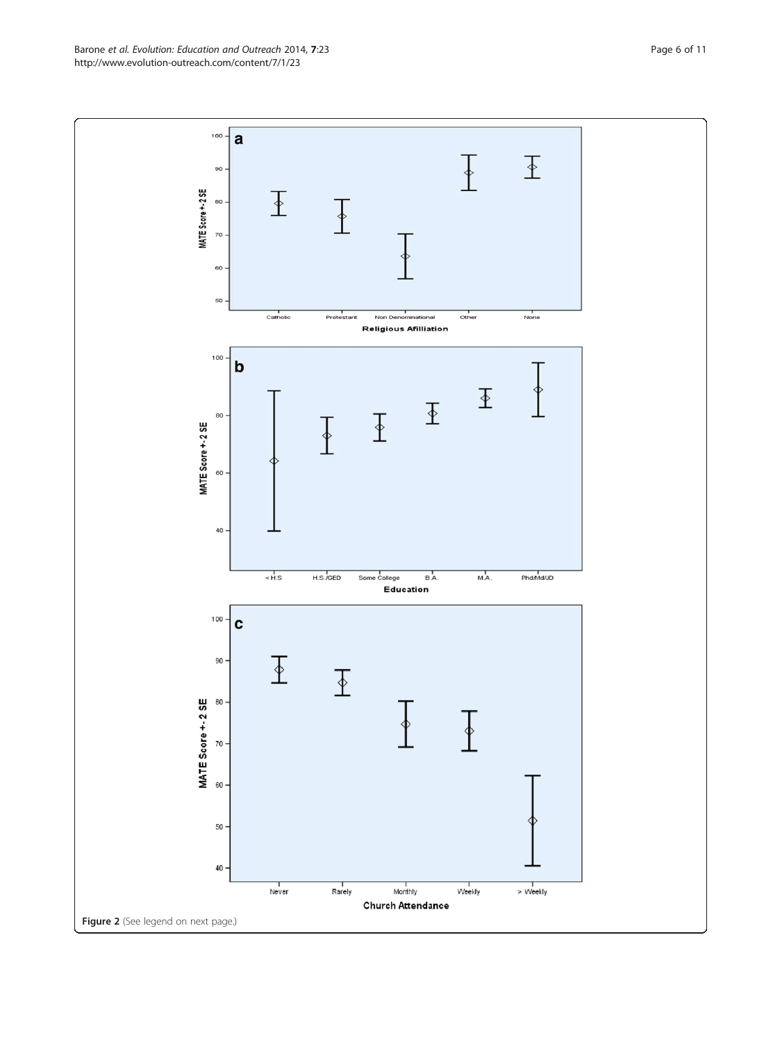Figure 2 (See legend on next page.)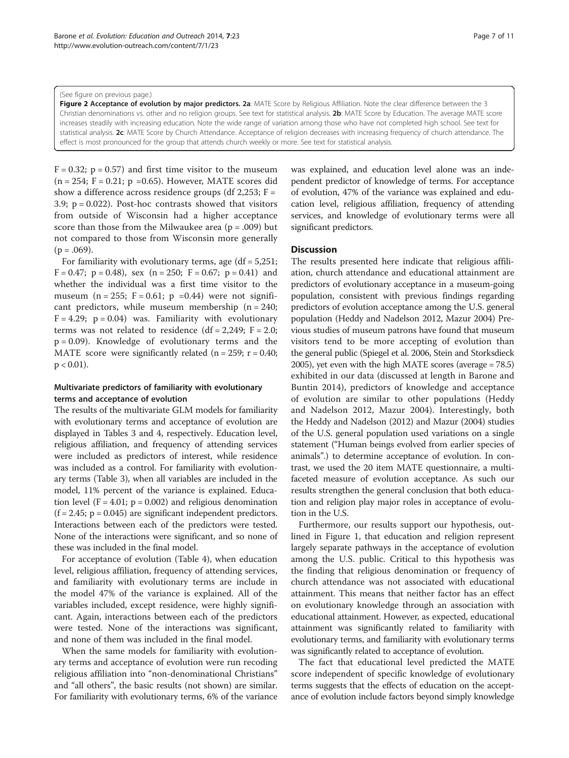(See figure on previous page.)

**Figure 2 Acceptance of evolution by major predictors. 2a**: MATE Score by Religious Affiliation. Note the clear difference between the 3 Christian denominations vs. other and no religion groups. See text for statistical analysis. **2b**: MATE Score by Education. The average MATE score increases steadily with increasing education. Note the wide range of variation among those who have not completed high school. See text for statistical analysis. **2c**: MATE Score by Church Attendance. Acceptance of religion decreases with increasing frequency of church attendance. The effect is most pronounced for the group that attends church weekly or more. See text for statistical analysis.

$F = 0.32$; $p = 0.57$) and first time visitor to the museum ($n = 254$; $F = 0.21$; $p = 0.65$). However, MATE scores did show a difference across residence groups (df 2,253; $F = 3.9$; $p = 0.022$). Post-hoc contrasts showed that visitors from outside of Wisconsin had a higher acceptance score than those from the Milwaukee area ($p = .009$) but not compared to those from Wisconsin more generally ($p = .069$).

For familiarity with evolutionary terms, age (df = 5,251; $F = 0.47$; $p = 0.48$), sex ($n = 250$; $F = 0.67$; $p = 0.41$) and whether the individual was a first time visitor to the museum ($n = 255$; $F = 0.61$; $p = 0.44$) were not significant predictors, while museum membership ($n = 240$; $F = 4.29$; $p = 0.04$) was. Familiarity with evolutionary terms was not related to residence (df = 2,249; $F = 2.0$; $p = 0.09$). Knowledge of evolutionary terms and the MATE score were significantly related ($n = 259$; $r = 0.40$; $p < 0.01$).

### Multivariate predictors of familiarity with evolutionary terms and acceptance of evolution

The results of the multivariate GLM models for familiarity with evolutionary terms and acceptance of evolution are displayed in Tables 3 and 4, respectively. Education level, religious affiliation, and frequency of attending services were included as predictors of interest, while residence was included as a control. For familiarity with evolutionary terms (Table 3), when all variables are included in the model, 11% percent of the variance is explained. Education level ($F = 4.01$; $p = 0.002$) and religious denomination ($f = 2.45$; $p = 0.045$) are significant independent predictors. Interactions between each of the predictors were tested. None of the interactions were significant, and so none of these was included in the final model.

For acceptance of evolution (Table 4), when education level, religious affiliation, frequency of attending services, and familiarity with evolutionary terms are include in the model 47% of the variance is explained. All of the variables included, except residence, were highly significant. Again, interactions between each of the predictors were tested. None of the interactions was significant, and none of them was included in the final model.

When the same models for familiarity with evolutionary terms and acceptance of evolution were run recoding religious affiliation into "non-denominational Christians" and "all others", the basic results (not shown) are similar. For familiarity with evolutionary terms, 6% of the variance was explained, and education level alone was an independent predictor of knowledge of terms. For acceptance of evolution, 47% of the variance was explained and education level, religious affiliation, frequency of attending services, and knowledge of evolutionary terms were all significant predictors.

## Discussion

The results presented here indicate that religious affiliation, church attendance and educational attainment are predictors of evolutionary acceptance in a museum-going population, consistent with previous findings regarding predictors of evolution acceptance among the U.S. general population (Heddy and Nadelson 2012, Mazur 2004) Previous studies of museum patrons have found that museum visitors tend to be more accepting of evolution than the general public (Spiegel et al. 2006, Stein and Storksdieck 2005), yet even with the high MATE scores (average = 78.5) exhibited in our data (discussed at length in Barone and Buntin 2014), predictors of knowledge and acceptance of evolution are similar to other populations (Heddy and Nadelson 2012, Mazur 2004). Interestingly, both the Heddy and Nadelson (2012) and Mazur (2004) studies of the U.S. general population used variations on a single statement ("Human beings evolved from earlier species of animals".) to determine acceptance of evolution. In contrast, we used the 20 item MATE questionnaire, a multifaceted measure of evolution acceptance. As such our results strengthen the general conclusion that both education and religion play major roles in acceptance of evolution in the U.S.

Furthermore, our results support our hypothesis, outlined in Figure 1, that education and religion represent largely separate pathways in the acceptance of evolution among the U.S. public. Critical to this hypothesis was the finding that religious denomination or frequency of church attendance was not associated with educational attainment. This means that neither factor has an effect on evolutionary knowledge through an association with educational attainment. However, as expected, educational attainment was significantly related to familiarity with evolutionary terms, and familiarity with evolutionary terms was significantly related to acceptance of evolution.

The fact that educational level predicted the MATE score independent of specific knowledge of evolutionary terms suggests that the effects of education on the acceptance of evolution include factors beyond simply knowledge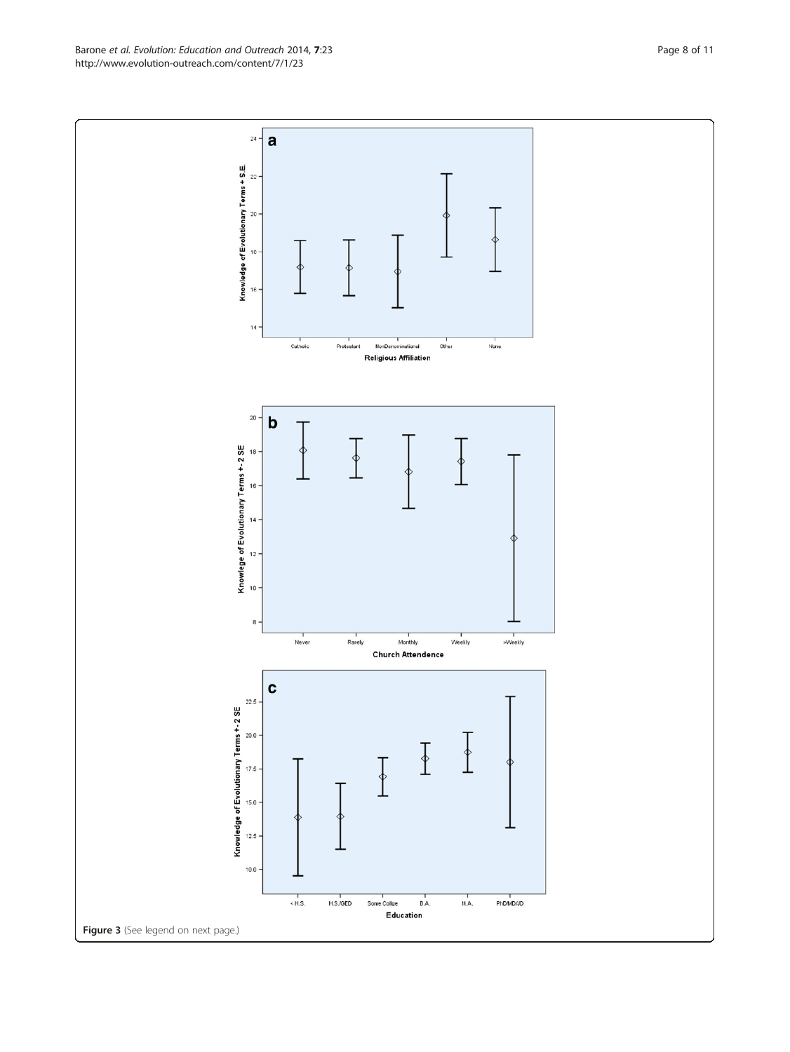**Figure 3** (See legend on next page.)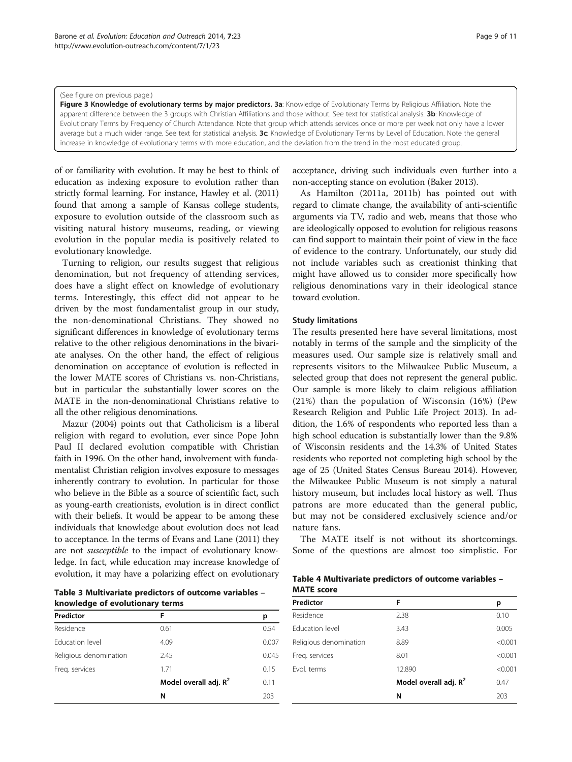(See figure on previous page.)

**Figure 3 Knowledge of evolutionary terms by major predictors. 3a**: Knowledge of Evolutionary Terms by Religious Affiliation. Note the apparent difference between the 3 groups with Christian Affiliations and those without. See text for statistical analysis. **3b**: Knowledge of Evolutionary Terms by Frequency of Church Attendance. Note that group which attends services once or more per week not only have a lower average but a much wider range. See text for statistical analysis. **3c**: Knowledge of Evolutionary Terms by Level of Education. Note the general increase in knowledge of evolutionary terms with more education, and the deviation from the trend in the most educated group.

of or familiarity with evolution. It may be best to think of education as indexing exposure to evolution rather than strictly formal learning. For instance, Hawley et al. (2011) found that among a sample of Kansas college students, exposure to evolution outside of the classroom such as visiting natural history museums, reading, or viewing evolution in the popular media is positively related to evolutionary knowledge.

Turning to religion, our results suggest that religious denomination, but not frequency of attending services, does have a slight effect on knowledge of evolutionary terms. Interestingly, this effect did not appear to be driven by the most fundamentalist group in our study, the non-denominational Christians. They showed no significant differences in knowledge of evolutionary terms relative to the other religious denominations in the bivariate analyses. On the other hand, the effect of religious denomination on acceptance of evolution is reflected in the lower MATE scores of Christians vs. non-Christians, but in particular the substantially lower scores on the MATE in the non-denominational Christians relative to all the other religious denominations.

Mazur (2004) points out that Catholicism is a liberal religion with regard to evolution, ever since Pope John Paul II declared evolution compatible with Christian faith in 1996. On the other hand, involvement with fundamentalist Christian religion involves exposure to messages inherently contrary to evolution. In particular for those who believe in the Bible as a source of scientific fact, such as young-earth creationists, evolution is in direct conflict with their beliefs. It would be appear to be among these individuals that knowledge about evolution does not lead to acceptance. In the terms of Evans and Lane (2011) they are not *susceptible* to the impact of evolutionary knowledge. In fact, while education may increase knowledge of evolution, it may have a polarizing effect on evolutionary acceptance, driving such individuals even further into a non-accepting stance on evolution (Baker 2013).

As Hamilton (2011a, 2011b) has pointed out with regard to climate change, the availability of anti-scientific arguments via TV, radio and web, means that those who are ideologically opposed to evolution for religious reasons can find support to maintain their point of view in the face of evidence to the contrary. Unfortunately, our study did not include variables such as creationist thinking that might have allowed us to consider more specifically how religious denominations vary in their ideological stance toward evolution.

### Study limitations

The results presented here have several limitations, most notably in terms of the sample and the simplicity of the measures used. Our sample size is relatively small and represents visitors to the Milwaukee Public Museum, a selected group that does not represent the general public. Our sample is more likely to claim religious affiliation (21%) than the population of Wisconsin (16%) (Pew Research Religion and Public Life Project 2013). In addition, the 1.6% of respondents who reported less than a high school education is substantially lower than the 9.8% of Wisconsin residents and the 14.3% of United States residents who reported not completing high school by the age of 25 (United States Census Bureau 2014). However, the Milwaukee Public Museum is not simply a natural history museum, but includes local history as well. Thus patrons are more educated than the general public, but may not be considered exclusively science and/or nature fans.

The MATE itself is not without its shortcomings. Some of the questions are almost too simplistic. For

**Table 3 Multivariate predictors of outcome variables – knowledge of evolutionary terms**

| Predictor | F | p |
|---|---|---|
| Residence | 0.61 | 0.54 |
| Education level | 4.09 | 0.007 |
| Religious denomination | 2.45 | 0.045 |
| Freq. services | 1.71 | 0.15 |
| | **Model overall adj. $R^2$** | 0.11 |
| | **N** | 203 |

**Table 4 Multivariate predictors of outcome variables – MATE score**

| Predictor | F | p |
|---|---|---|
| Residence | 2.38 | 0.10 |
| Education level | 3.43 | 0.005 |
| Religious denomination | 8.89 | <0.001 |
| Freq. services | 8.01 | <0.001 |
| Evol. terms | 12.890 | <0.001 |
| | **Model overall adj. $R^2$** | 0.47 |
| | **N** | 203 |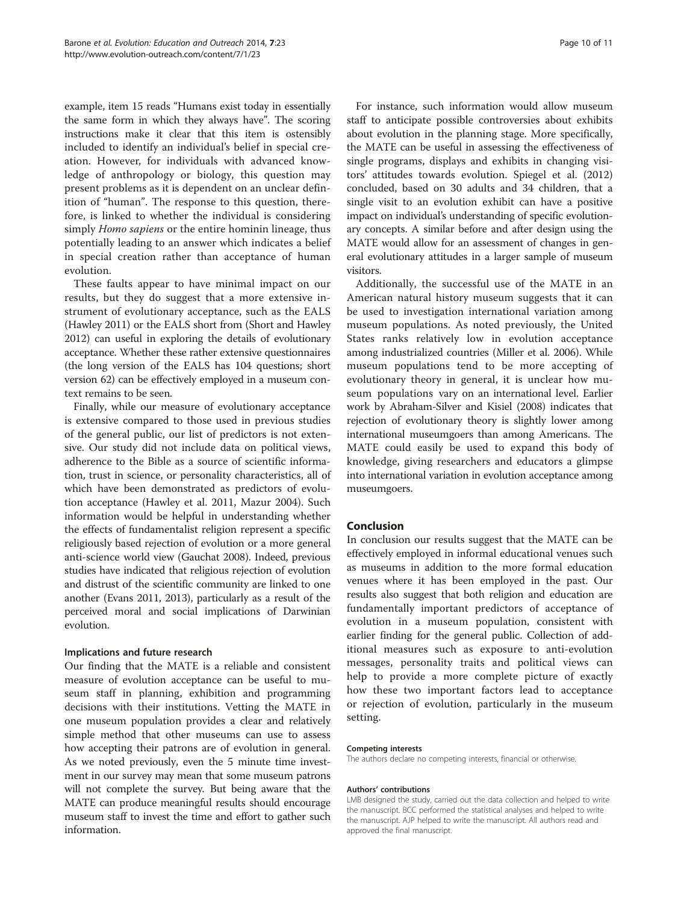example, item 15 reads "Humans exist today in essentially the same form in which they always have". The scoring instructions make it clear that this item is ostensibly included to identify an individual's belief in special creation. However, for individuals with advanced knowledge of anthropology or biology, this question may present problems as it is dependent on an unclear definition of "human". The response to this question, therefore, is linked to whether the individual is considering simply *Homo sapiens* or the entire hominin lineage, thus potentially leading to an answer which indicates a belief in special creation rather than acceptance of human evolution.

These faults appear to have minimal impact on our results, but they do suggest that a more extensive instrument of evolutionary acceptance, such as the EALS (Hawley 2011) or the EALS short from (Short and Hawley 2012) can useful in exploring the details of evolutionary acceptance. Whether these rather extensive questionnaires (the long version of the EALS has 104 questions; short version 62) can be effectively employed in a museum context remains to be seen.

Finally, while our measure of evolutionary acceptance is extensive compared to those used in previous studies of the general public, our list of predictors is not extensive. Our study did not include data on political views, adherence to the Bible as a source of scientific information, trust in science, or personality characteristics, all of which have been demonstrated as predictors of evolution acceptance (Hawley et al. 2011, Mazur 2004). Such information would be helpful in understanding whether the effects of fundamentalist religion represent a specific religiously based rejection of evolution or a more general anti-science world view (Gauchat 2008). Indeed, previous studies have indicated that religious rejection of evolution and distrust of the scientific community are linked to one another (Evans 2011, 2013), particularly as a result of the perceived moral and social implications of Darwinian evolution.

### Implications and future research

Our finding that the MATE is a reliable and consistent measure of evolution acceptance can be useful to museum staff in planning, exhibition and programming decisions with their institutions. Vetting the MATE in one museum population provides a clear and relatively simple method that other museums can use to assess how accepting their patrons are of evolution in general. As we noted previously, even the 5 minute time investment in our survey may mean that some museum patrons will not complete the survey. But being aware that the MATE can produce meaningful results should encourage museum staff to invest the time and effort to gather such information.

For instance, such information would allow museum staff to anticipate possible controversies about exhibits about evolution in the planning stage. More specifically, the MATE can be useful in assessing the effectiveness of single programs, displays and exhibits in changing visitors' attitudes towards evolution. Spiegel et al. (2012) concluded, based on 30 adults and 34 children, that a single visit to an evolution exhibit can have a positive impact on individual's understanding of specific evolutionary concepts. A similar before and after design using the MATE would allow for an assessment of changes in general evolutionary attitudes in a larger sample of museum visitors.

Additionally, the successful use of the MATE in an American natural history museum suggests that it can be used to investigation international variation among museum populations. As noted previously, the United States ranks relatively low in evolution acceptance among industrialized countries (Miller et al. 2006). While museum populations tend to be more accepting of evolutionary theory in general, it is unclear how museum populations vary on an international level. Earlier work by Abraham-Silver and Kisiel (2008) indicates that rejection of evolutionary theory is slightly lower among international museumgoers than among Americans. The MATE could easily be used to expand this body of knowledge, giving researchers and educators a glimpse into international variation in evolution acceptance among museumgoers.

## Conclusion

In conclusion our results suggest that the MATE can be effectively employed in informal educational venues such as museums in addition to the more formal education venues where it has been employed in the past. Our results also suggest that both religion and education are fundamentally important predictors of acceptance of evolution in a museum population, consistent with earlier finding for the general public. Collection of additional measures such as exposure to anti-evolution messages, personality traits and political views can help to provide a more complete picture of exactly how these two important factors lead to acceptance or rejection of evolution, particularly in the museum setting.

#### Competing interests

The authors declare no competing interests, financial or otherwise.

#### Authors' contributions

LMB designed the study, carried out the data collection and helped to write the manuscript. BCC performed the statistical analyses and helped to write the manuscript. AJP helped to write the manuscript. All authors read and approved the final manuscript.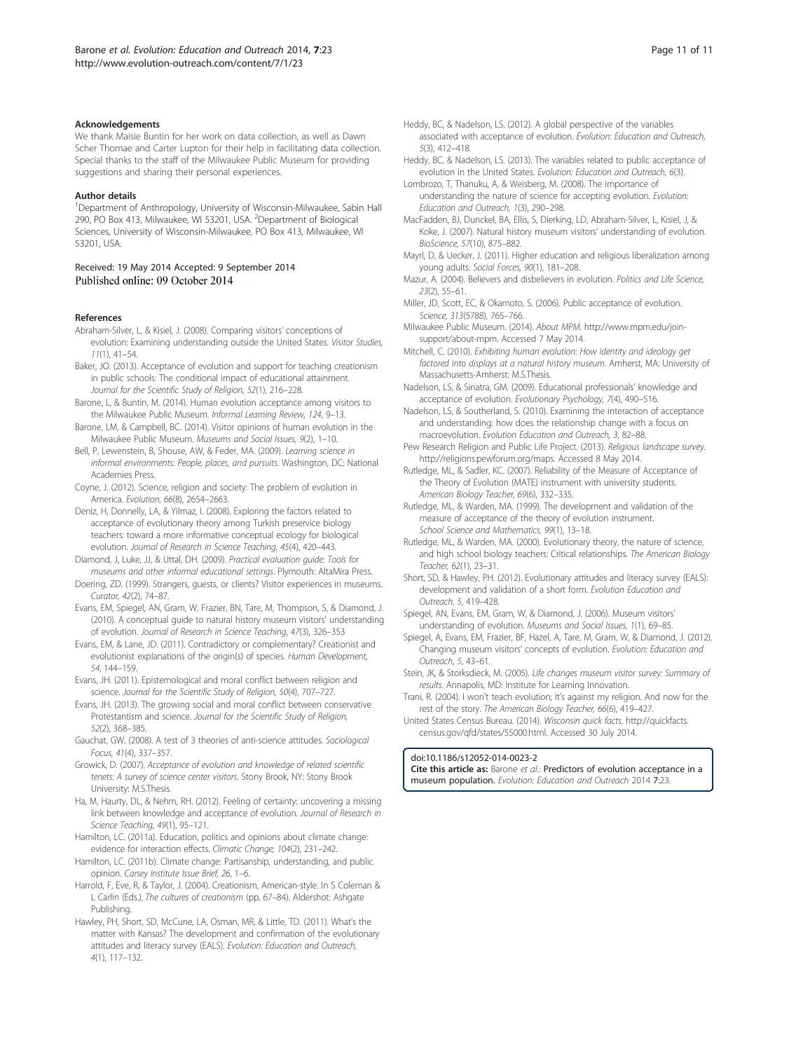### Acknowledgements

We thank Maisie Buntin for her work on data collection, as well as Dawn Scher Thomae and Carter Lupton for their help in facilitating data collection. Special thanks to the staff of the Milwaukee Public Museum for providing suggestions and sharing their personal experiences.

### Author details

[1]Department of Anthropology, University of Wisconsin-Milwaukee, Sabin Hall 290, PO Box 413, Milwaukee, WI 53201, USA. [2]Department of Biological Sciences, University of Wisconsin-Milwaukee, PO Box 413, Milwaukee, WI 53201, USA.

Received: 19 May 2014 Accepted: 9 September 2014
Published online: 09 October 2014

### References

Abraham-Silver, L, & Kisiel, J. (2008). Comparing visitors' conceptions of evolution: Examining understanding outside the United States. *Visitor Studies, 11*(1), 41–54.

Baker, JO. (2013). Acceptance of evolution and support for teaching creationism in public schools: The conditional impact of educational attainment. *Journal for the Scientific Study of Religion, 52*(1), 216–228.

Barone, L, & Buntin, M. (2014). Human evolution acceptance among visitors to the Milwaukee Public Museum. *Informal Learning Review, 124*, 9–13.

Barone, LM, & Campbell, BC. (2014). Visitor opinions of human evolution in the Milwaukee Public Museum. *Museums and Social Issues, 9*(2), 1–10.

Bell, P, Lewenstein, B, Shouse, AW, & Feder, MA. (2009). *Learning science in informal environments: People, places, and pursuits*. Washington, DC: National Academies Press.

Coyne, J. (2012). Science, religion and society: The problem of evolution in America. *Evolution, 66*(8), 2654–2663.

Deniz, H, Donnelly, LA, & Yilmaz, I. (2008). Exploring the factors related to acceptance of evolutionary theory among Turkish preservice biology teachers: toward a more informative conceptual ecology for biological evolution. *Journal of Research in Science Teaching, 45*(4), 420–443.

Diamond, J, Luke, JJ, & Uttal, DH. (2009). *Practical evaluation guide: Tools for museums and other informal educational settings*. Plymouth: AltaMira Press.

Doering, ZD. (1999). Strangers, guests, or clients? Visitor experiences in museums. *Curator, 42*(2), 74–87.

Evans, EM, Spiegel, AN, Gram, W, Frazier, BN, Tare, M, Thompson, S, & Diamond, J. (2010). A conceptual guide to natural history museum visitors' understanding of evolution. *Journal of Research in Science Teaching, 47*(3), 326–353

Evans, EM, & Lane, JD. (2011). Contradictory or complementary? Creationist and evolutionist explanations of the origin(s) of species. *Human Development, 54*, 144–159.

Evans, JH. (2011). Epistemological and moral conflict between religion and science. *Journal for the Scientific Study of Religion, 50*(4), 707–727.

Evans, JH. (2013). The growing social and moral conflict between conservative Protestantism and science. *Journal for the Scientific Study of Religion, 52*(2), 368–385.

Gauchat, GW. (2008). A test of 3 theories of anti-science attitudes. *Sociological Focus, 41*(4), 337–357.

Growick, D. (2007). *Acceptance of evolution and knowledge of related scientific tenets: A survey of science center visitors*. Stony Brook, NY: Stony Brook University: M.S.Thesis.

Ha, M, Haurty, DL, & Nehm, RH. (2012). Feeling of certainty: uncovering a missing link between knowledge and acceptance of evolution. *Journal of Research in Science Teaching, 49*(1), 95–121.

Hamilton, LC. (2011a). Education, politics and opinions about climate change: evidence for interaction effects. *Climatic Change, 104*(2), 231–242.

Hamilton, LC. (2011b). Climate change: Partisanship, understanding, and public opinion. *Carsey Institute Issue Brief, 26*, 1–6.

Harrold, F, Eve, R, & Taylor, J. (2004). Creationism, American-style. In S Coleman & L Carlin (Eds.), *The cultures of creationism* (pp. 67–84). Aldershot: Ashgate Publishing.

Hawley, PH, Short, SD, McCune, LA, Osman, MR, & Little, TD. (2011). What's the matter with Kansas? The development and confirmation of the evolutionary attitudes and literacy survey (EALS). *Evolution: Education and Outreach, 4*(1), 117–132.

Heddy, BC, & Nadelson, LS. (2012). A global perspective of the variables associated with acceptance of evolution. *Evolution: Education and Outreach, 5*(3), 412–418.

Heddy, BC, & Nadelson, LS. (2013). The variables related to public acceptance of evolution in the United States. *Evolution: Education and Outreach, 6*(3).

Lombrozo, T, Thanuku, A, & Weisberg, M. (2008). The importance of understanding the nature of science for accepting evolution. *Evolution: Education and Outreach, 1*(3), 290–298.

MacFadden, BJ, Dunckel, BA, Ellis, S, Dierking, LD, Abraham-Silver, L, Kisiel, J, & Koke, J. (2007). Natural history museum visitors' understanding of evolution. *BioScience, 57*(10), 875–882.

Mayrl, D, & Uecker, J. (2011). Higher education and religious liberalization among young adults. *Social Forces, 90*(1), 181–208.

Mazur, A. (2004). Believers and disbelievers in evolution. *Politics and Life Science, 23*(2), 55–61.

Miller, JD, Scott, EC, & Okamoto, S. (2006). Public acceptance of evolution. *Science, 313*(5788), 765–766.

Milwaukee Public Museum. (2014). *About MPM*. http://www.mpm.edu/join-support/about-mpm. Accessed 7 May 2014.

Mitchell, C. (2010). *Exhibiting human evolution: How identity and ideology get factored into displays at a natural history museum*. Amherst, MA: University of Massachusetts-Amherst: M.S.Thesis.

Nadelson, LS, & Sinatra, GM. (2009). Educational professionals' knowledge and acceptance of evolution. *Evolutionary Psychology, 7*(4), 490–516.

Nadelson, LS, & Southerland, S. (2010). Examining the interaction of acceptance and understanding: how does the relationship change with a focus on macroevolution. *Evolution Education and Outreach, 3*, 82–88.

Pew Research Religion and Public Life Project. (2013). *Religious landscape survey*. http://religions.pewforum.org/maps. Accessed 8 May 2014.

Rutledge, ML, & Sadler, KC. (2007). Reliability of the Measure of Acceptance of the Theory of Evolution (MATE) instrument with university students. *American Biology Teacher, 69*(6), 332–335.

Rutledge, ML, & Warden, MA. (1999). The development and validation of the measure of acceptance of the theory of evolution instrument. *School Science and Mathematics, 99*(1), 13–18.

Rutledge, ML, & Warden, MA. (2000). Evolutionary theory, the nature of science, and high school biology teachers: Critical relationships. *The American Biology Teacher, 62*(1), 23–31.

Short, SD, & Hawley, PH. (2012). Evolutionary attitudes and literacy survey (EALS): development and validation of a short form. *Evolution Education and Outreach, 5*, 419–428.

Spiegel, AN, Evans, EM, Gram, W, & Diamond, J. (2006). Museum visitors' understanding of evolution. *Museums and Social Issues, 1*(1), 69–85.

Spiegel, A, Evans, EM, Frazier, BF, Hazel, A, Tare, M, Gram, W, & Diamond, J. (2012). Changing museum visitors' concepts of evolution. *Evolution: Education and Outreach, 5*, 43–61.

Stein, JK, & Storksdieck, M. (2005). *Life changes museum visitor survey: Summary of results*. Annapolis, MD: Institute for Learning Innovation.

Trani, R. (2004). I won't teach evolution; It's against my religion. And now for the rest of the story. *The American Biology Teacher, 66*(6), 419–427.

United States Census Bureau. (2014). *Wisconsin quick facts*. http://quickfacts.census.gov/qfd/states/55000.html. Accessed 30 July 2014.

doi:10.1186/s12052-014-0023-2

**Cite this article as:** Barone *et al.*: Predictors of evolution acceptance in a museum population. *Evolution: Education and Outreach* 2014 **7**:23.